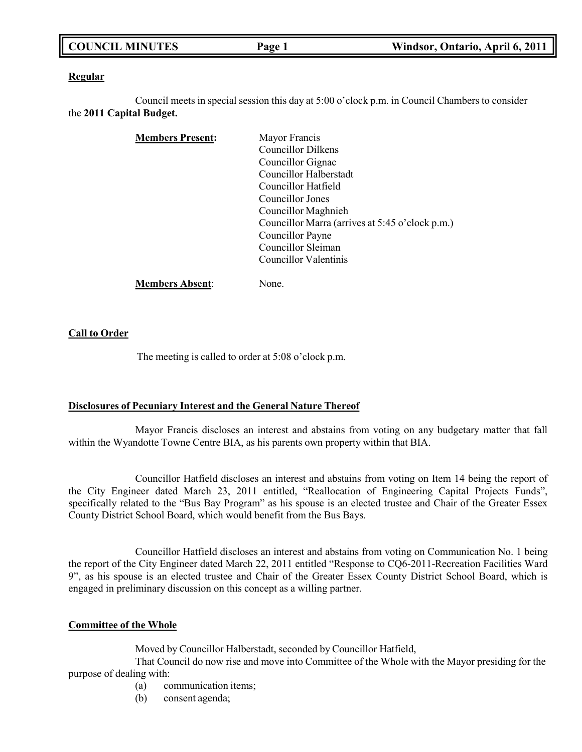**Regular**

Council meets in special session this day at 5:00 o'clock p.m. in Council Chambers to consider the **2011 Capital Budget.**

**Members Present:**

- Mayor Francis
- Councillor Dilkens
- Councillor Gignac
- Councillor Halberstadt
- Councillor Hatfield
- Councillor Jones
- Councillor Maghnieh
- Councillor Marra (arrives at 5:45 o'clock p.m.)
- Councillor Payne
- Councillor Sleiman
- Councillor Valentinis

**Members Absent**: None.

**Call to Order**

The meeting is called to order at 5:08 o'clock p.m.

**Disclosures of Pecuniary Interest and the General Nature Thereof**

Mayor Francis discloses an interest and abstains from voting on any budgetary matter that fall within the Wyandotte Towne Centre BIA, as his parents own property within that BIA.

Councillor Hatfield discloses an interest and abstains from voting on Item 14 being the report of the City Engineer dated March 23, 2011 entitled, "Reallocation of Engineering Capital Projects Funds", specifically related to the "Bus Bay Program" as his spouse is an elected trustee and Chair of the Greater Essex County District School Board, which would benefit from the Bus Bays.

Councillor Hatfield discloses an interest and abstains from voting on Communication No. 1 being the report of the City Engineer dated March 22, 2011 entitled "Response to CQ6-2011-Recreation Facilities Ward 9", as his spouse is an elected trustee and Chair of the Greater Essex County District School Board, which is engaged in preliminary discussion on this concept as a willing partner.

**Committee of the Whole**

Moved by Councillor Halberstadt, seconded by Councillor Hatfield,

That Council do now rise and move into Committee of the Whole with the Mayor presiding for the purpose of dealing with:

(a) communication items;
(b) consent agenda;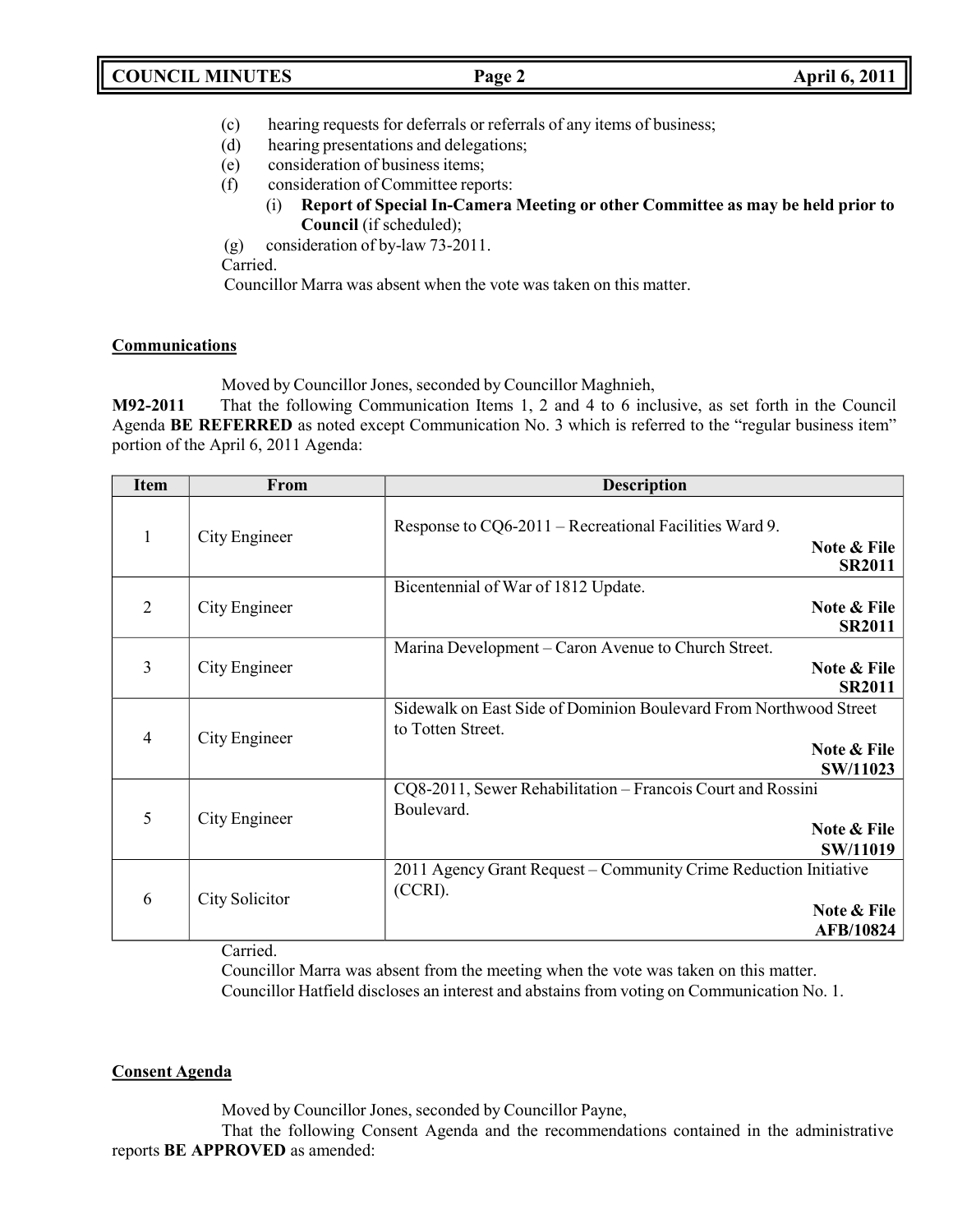(c) hearing requests for deferrals or referrals of any items of business;
(d) hearing presentations and delegations;
(e) consideration of business items;
(f) consideration of Committee reports:
 (i) **Report of Special In-Camera Meeting or other Committee as may be held prior to Council** (if scheduled);
(g) consideration of by-law 73-2011.

Carried.
Councillor Marra was absent when the vote was taken on this matter.

**Communications**

Moved by Councillor Jones, seconded by Councillor Maghnieh,

**M92-2011** That the following Communication Items 1, 2 and 4 to 6 inclusive, as set forth in the Council Agenda **BE REFERRED** as noted except Communication No. 3 which is referred to the "regular business item" portion of the April 6, 2011 Agenda:

| Item | From | Description |
|---|---|---|
| 1 | City Engineer | Response to CQ6-2011 – Recreational Facilities Ward 9. **Note & File SR2011** |
| 2 | City Engineer | Bicentennial of War of 1812 Update. **Note & File SR2011** |
| 3 | City Engineer | Marina Development – Caron Avenue to Church Street. **Note & File SR2011** |
| 4 | City Engineer | Sidewalk on East Side of Dominion Boulevard From Northwood Street to Totten Street. **Note & File SW/11023** |
| 5 | City Engineer | CQ8-2011, Sewer Rehabilitation – Francois Court and Rossini Boulevard. **Note & File SW/11019** |
| 6 | City Solicitor | 2011 Agency Grant Request – Community Crime Reduction Initiative (CCRI). **Note & File AFB/10824** |

Carried.
Councillor Marra was absent from the meeting when the vote was taken on this matter.
Councillor Hatfield discloses an interest and abstains from voting on Communication No. 1.

**Consent Agenda**

Moved by Councillor Jones, seconded by Councillor Payne,

That the following Consent Agenda and the recommendations contained in the administrative reports **BE APPROVED** as amended: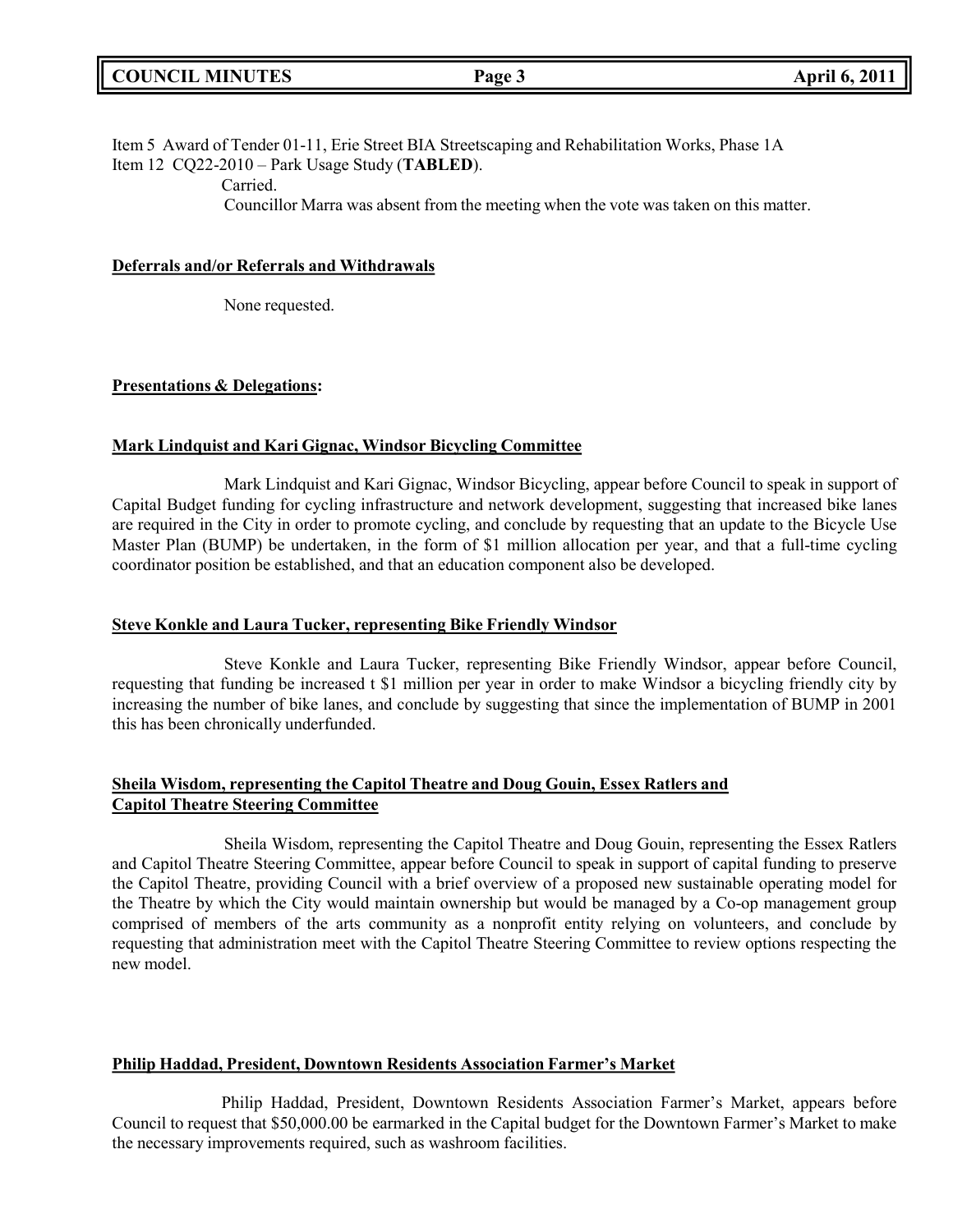Item 5 Award of Tender 01-11, Erie Street BIA Streetscaping and Rehabilitation Works, Phase 1A
Item 12 CQ22-2010 – Park Usage Study (**TABLED**).

Carried.

Councillor Marra was absent from the meeting when the vote was taken on this matter.

**Deferrals and/or Referrals and Withdrawals**

None requested.

**Presentations & Delegations:**

**Mark Lindquist and Kari Gignac, Windsor Bicycling Committee**

Mark Lindquist and Kari Gignac, Windsor Bicycling, appear before Council to speak in support of Capital Budget funding for cycling infrastructure and network development, suggesting that increased bike lanes are required in the City in order to promote cycling, and conclude by requesting that an update to the Bicycle Use Master Plan (BUMP) be undertaken, in the form of $1 million allocation per year, and that a full-time cycling coordinator position be established, and that an education component also be developed.

**Steve Konkle and Laura Tucker, representing Bike Friendly Windsor**

Steve Konkle and Laura Tucker, representing Bike Friendly Windsor, appear before Council, requesting that funding be increased t $1 million per year in order to make Windsor a bicycling friendly city by increasing the number of bike lanes, and conclude by suggesting that since the implementation of BUMP in 2001 this has been chronically underfunded.

**Sheila Wisdom, representing the Capitol Theatre and Doug Gouin, Essex Ratlers and Capitol Theatre Steering Committee**

Sheila Wisdom, representing the Capitol Theatre and Doug Gouin, representing the Essex Ratlers and Capitol Theatre Steering Committee, appear before Council to speak in support of capital funding to preserve the Capitol Theatre, providing Council with a brief overview of a proposed new sustainable operating model for the Theatre by which the City would maintain ownership but would be managed by a Co-op management group comprised of members of the arts community as a nonprofit entity relying on volunteers, and conclude by requesting that administration meet with the Capitol Theatre Steering Committee to review options respecting the new model.

**Philip Haddad, President, Downtown Residents Association Farmer's Market**

Philip Haddad, President, Downtown Residents Association Farmer's Market, appears before Council to request that $50,000.00 be earmarked in the Capital budget for the Downtown Farmer's Market to make the necessary improvements required, such as washroom facilities.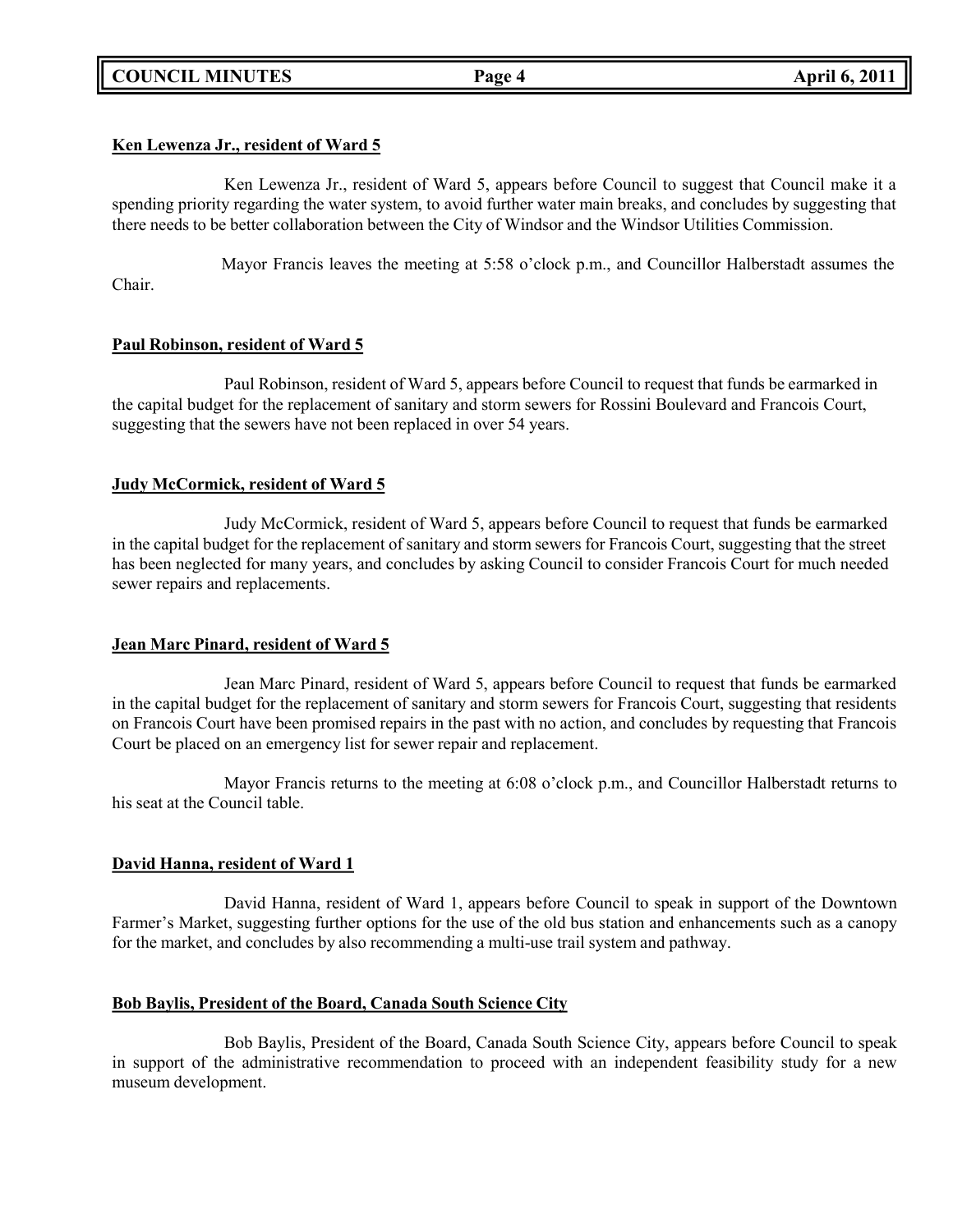**Ken Lewenza Jr., resident of Ward 5**

Ken Lewenza Jr., resident of Ward 5, appears before Council to suggest that Council make it a spending priority regarding the water system, to avoid further water main breaks, and concludes by suggesting that there needs to be better collaboration between the City of Windsor and the Windsor Utilities Commission.

Mayor Francis leaves the meeting at 5:58 o'clock p.m., and Councillor Halberstadt assumes the Chair.

**Paul Robinson, resident of Ward 5**

Paul Robinson, resident of Ward 5, appears before Council to request that funds be earmarked in the capital budget for the replacement of sanitary and storm sewers for Rossini Boulevard and Francois Court, suggesting that the sewers have not been replaced in over 54 years.

**Judy McCormick, resident of Ward 5**

Judy McCormick, resident of Ward 5, appears before Council to request that funds be earmarked in the capital budget for the replacement of sanitary and storm sewers for Francois Court, suggesting that the street has been neglected for many years, and concludes by asking Council to consider Francois Court for much needed sewer repairs and replacements.

**Jean Marc Pinard, resident of Ward 5**

Jean Marc Pinard, resident of Ward 5, appears before Council to request that funds be earmarked in the capital budget for the replacement of sanitary and storm sewers for Francois Court, suggesting that residents on Francois Court have been promised repairs in the past with no action, and concludes by requesting that Francois Court be placed on an emergency list for sewer repair and replacement.

Mayor Francis returns to the meeting at 6:08 o'clock p.m., and Councillor Halberstadt returns to his seat at the Council table.

**David Hanna, resident of Ward 1**

David Hanna, resident of Ward 1, appears before Council to speak in support of the Downtown Farmer's Market, suggesting further options for the use of the old bus station and enhancements such as a canopy for the market, and concludes by also recommending a multi-use trail system and pathway.

**Bob Baylis, President of the Board, Canada South Science City**

Bob Baylis, President of the Board, Canada South Science City, appears before Council to speak in support of the administrative recommendation to proceed with an independent feasibility study for a new museum development.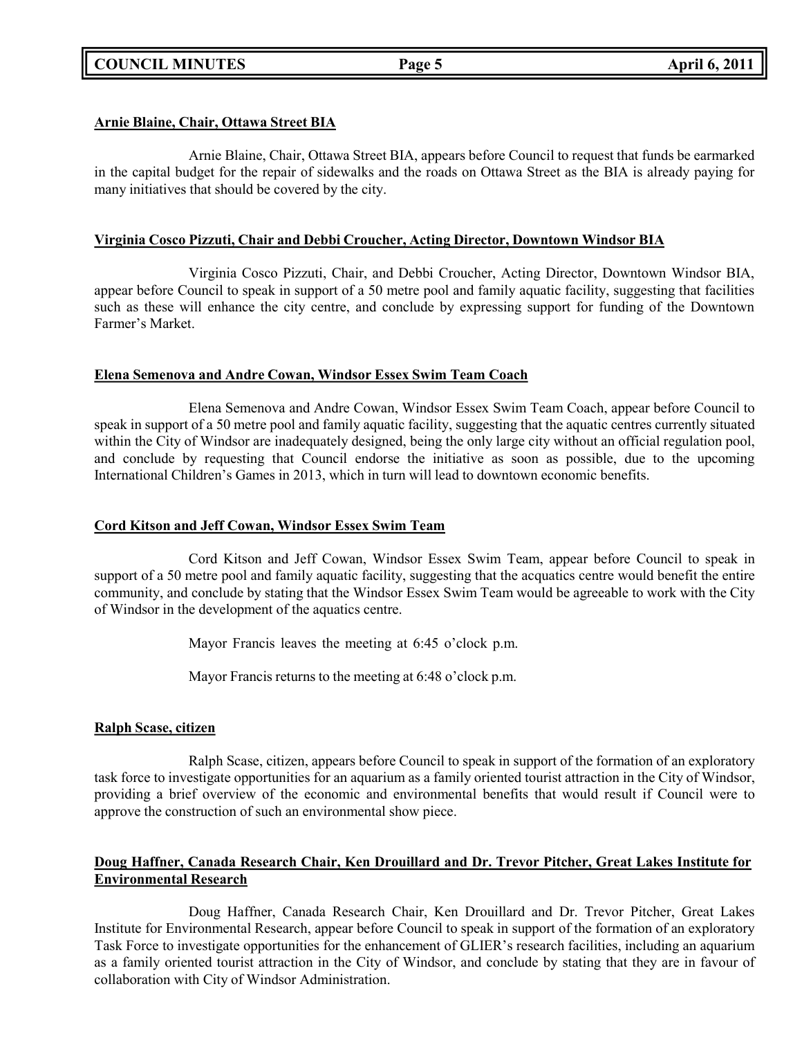**Arnie Blaine, Chair, Ottawa Street BIA**

Arnie Blaine, Chair, Ottawa Street BIA, appears before Council to request that funds be earmarked in the capital budget for the repair of sidewalks and the roads on Ottawa Street as the BIA is already paying for many initiatives that should be covered by the city.

**Virginia Cosco Pizzuti, Chair and Debbi Croucher, Acting Director, Downtown Windsor BIA**

Virginia Cosco Pizzuti, Chair, and Debbi Croucher, Acting Director, Downtown Windsor BIA, appear before Council to speak in support of a 50 metre pool and family aquatic facility, suggesting that facilities such as these will enhance the city centre, and conclude by expressing support for funding of the Downtown Farmer's Market.

**Elena Semenova and Andre Cowan, Windsor Essex Swim Team Coach**

Elena Semenova and Andre Cowan, Windsor Essex Swim Team Coach, appear before Council to speak in support of a 50 metre pool and family aquatic facility, suggesting that the aquatic centres currently situated within the City of Windsor are inadequately designed, being the only large city without an official regulation pool, and conclude by requesting that Council endorse the initiative as soon as possible, due to the upcoming International Children's Games in 2013, which in turn will lead to downtown economic benefits.

**Cord Kitson and Jeff Cowan, Windsor Essex Swim Team**

Cord Kitson and Jeff Cowan, Windsor Essex Swim Team, appear before Council to speak in support of a 50 metre pool and family aquatic facility, suggesting that the acquatics centre would benefit the entire community, and conclude by stating that the Windsor Essex Swim Team would be agreeable to work with the City of Windsor in the development of the aquatics centre.

Mayor Francis leaves the meeting at 6:45 o'clock p.m.

Mayor Francis returns to the meeting at 6:48 o'clock p.m.

**Ralph Scase, citizen**

Ralph Scase, citizen, appears before Council to speak in support of the formation of an exploratory task force to investigate opportunities for an aquarium as a family oriented tourist attraction in the City of Windsor, providing a brief overview of the economic and environmental benefits that would result if Council were to approve the construction of such an environmental show piece.

**Doug Haffner, Canada Research Chair, Ken Drouillard and Dr. Trevor Pitcher, Great Lakes Institute for Environmental Research**

Doug Haffner, Canada Research Chair, Ken Drouillard and Dr. Trevor Pitcher, Great Lakes Institute for Environmental Research, appear before Council to speak in support of the formation of an exploratory Task Force to investigate opportunities for the enhancement of GLIER's research facilities, including an aquarium as a family oriented tourist attraction in the City of Windsor, and conclude by stating that they are in favour of collaboration with City of Windsor Administration.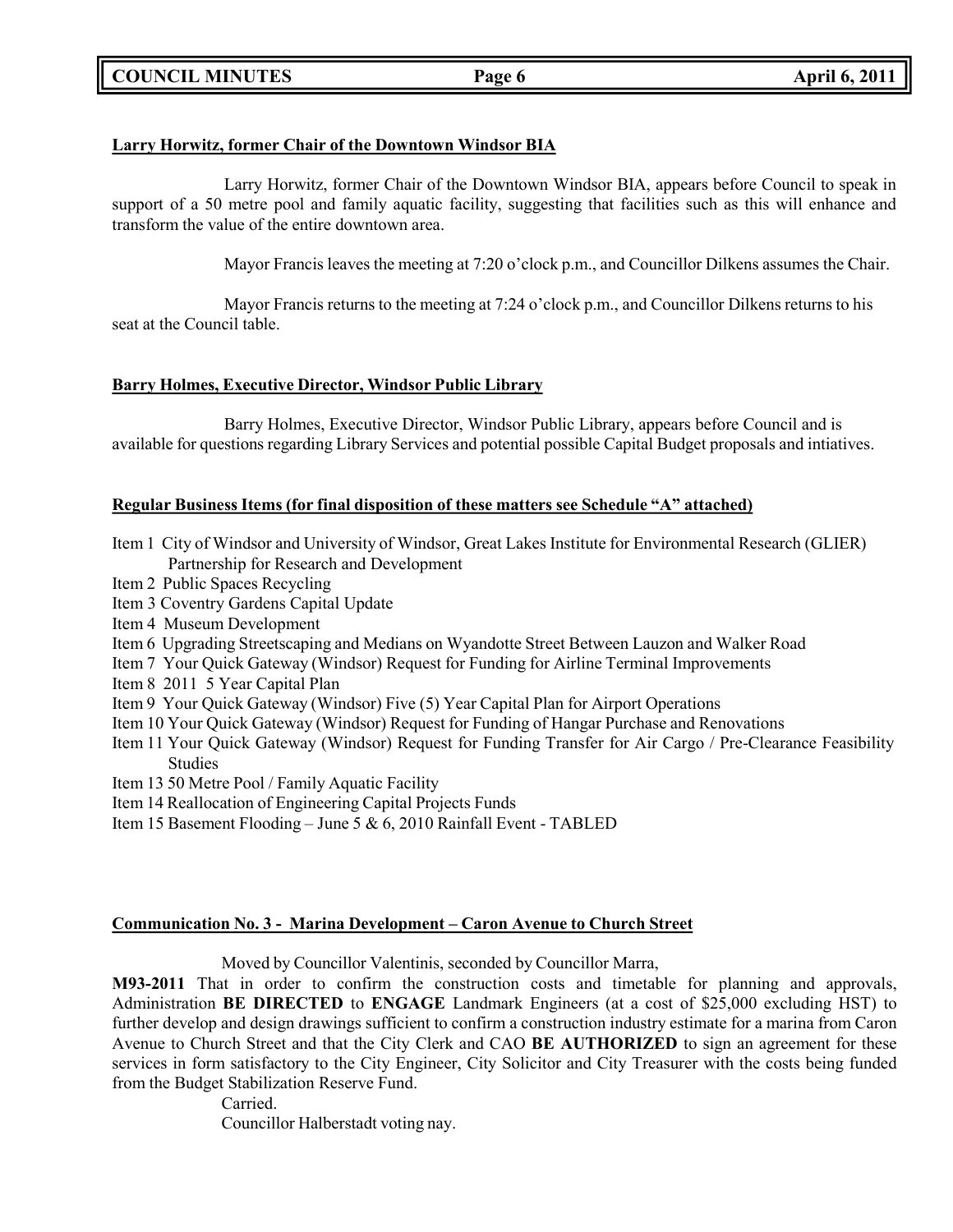**Larry Horwitz, former Chair of the Downtown Windsor BIA**

Larry Horwitz, former Chair of the Downtown Windsor BIA, appears before Council to speak in support of a 50 metre pool and family aquatic facility, suggesting that facilities such as this will enhance and transform the value of the entire downtown area.

Mayor Francis leaves the meeting at 7:20 o'clock p.m., and Councillor Dilkens assumes the Chair.

Mayor Francis returns to the meeting at 7:24 o'clock p.m., and Councillor Dilkens returns to his seat at the Council table.

**Barry Holmes, Executive Director, Windsor Public Library**

Barry Holmes, Executive Director, Windsor Public Library, appears before Council and is available for questions regarding Library Services and potential possible Capital Budget proposals and intiatives.

**Regular Business Items (for final disposition of these matters see Schedule "A" attached)**

Item 1 City of Windsor and University of Windsor, Great Lakes Institute for Environmental Research (GLIER) Partnership for Research and Development
Item 2 Public Spaces Recycling
Item 3 Coventry Gardens Capital Update
Item 4 Museum Development
Item 6 Upgrading Streetscaping and Medians on Wyandotte Street Between Lauzon and Walker Road
Item 7 Your Quick Gateway (Windsor) Request for Funding for Airline Terminal Improvements
Item 8 2011 5 Year Capital Plan
Item 9 Your Quick Gateway (Windsor) Five (5) Year Capital Plan for Airport Operations
Item 10 Your Quick Gateway (Windsor) Request for Funding of Hangar Purchase and Renovations
Item 11 Your Quick Gateway (Windsor) Request for Funding Transfer for Air Cargo / Pre-Clearance Feasibility Studies
Item 13 50 Metre Pool / Family Aquatic Facility
Item 14 Reallocation of Engineering Capital Projects Funds
Item 15 Basement Flooding – June 5 & 6, 2010 Rainfall Event - TABLED

**Communication No. 3 - Marina Development – Caron Avenue to Church Street**

Moved by Councillor Valentinis, seconded by Councillor Marra,

**M93-2011** That in order to confirm the construction costs and timetable for planning and approvals, Administration **BE DIRECTED** to **ENGAGE** Landmark Engineers (at a cost of $25,000 excluding HST) to further develop and design drawings sufficient to confirm a construction industry estimate for a marina from Caron Avenue to Church Street and that the City Clerk and CAO **BE AUTHORIZED** to sign an agreement for these services in form satisfactory to the City Engineer, City Solicitor and City Treasurer with the costs being funded from the Budget Stabilization Reserve Fund.

Carried.

Councillor Halberstadt voting nay.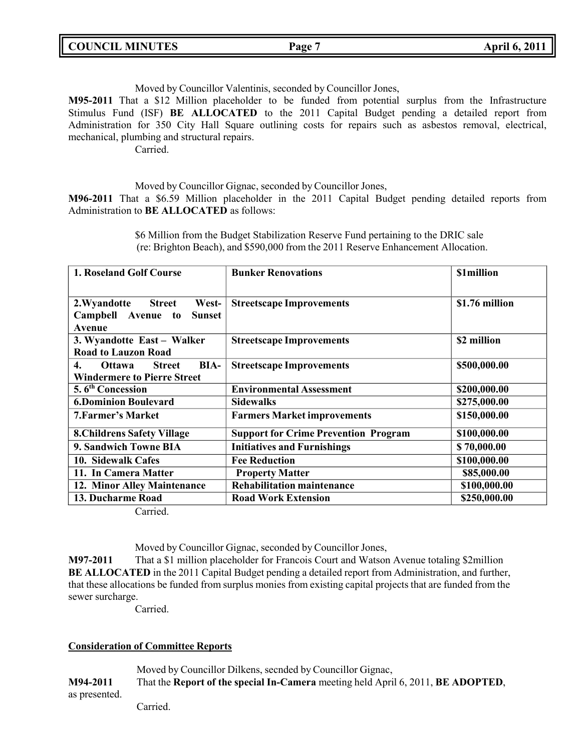Moved by Councillor Valentinis, seconded by Councillor Jones,

**M95-2011** That a $12 Million placeholder to be funded from potential surplus from the Infrastructure Stimulus Fund (ISF) **BE ALLOCATED** to the 2011 Capital Budget pending a detailed report from Administration for 350 City Hall Square outlining costs for repairs such as asbestos removal, electrical, mechanical, plumbing and structural repairs.

Carried.

Moved by Councillor Gignac, seconded by Councillor Jones,

**M96-2011** That a $6.59 Million placeholder in the 2011 Capital Budget pending detailed reports from Administration to **BE ALLOCATED** as follows:

$6 Million from the Budget Stabilization Reserve Fund pertaining to the DRIC sale (re: Brighton Beach), and $590,000 from the 2011 Reserve Enhancement Allocation.

| **1. Roseland Golf Course** | **Bunker Renovations** | **$1million** |
|---|---|---|
| **2.Wyandotte Street West- Campbell Avenue to Sunset Avenue** | **Streetscape Improvements** | **$1.76 million** |
| **3. Wyandotte East – Walker Road to Lauzon Road** | **Streetscape Improvements** | **$2 million** |
| **4. Ottawa Street BIA- Windermere to Pierre Street** | **Streetscape Improvements** | **$500,000.00** |
| **5. 6th Concession** | **Environmental Assessment** | **$200,000.00** |
| **6.Dominion Boulevard** | **Sidewalks** | **$275,000.00** |
| **7.Farmer's Market** | **Farmers Market improvements** | **$150,000.00** |
| **8.Childrens Safety Village** | **Support for Crime Prevention Program** | **$100,000.00** |
| **9. Sandwich Towne BIA** | **Initiatives and Furnishings** | **$ 70,000.00** |
| **10. Sidewalk Cafes** | **Fee Reduction** | **$100,000.00** |
| **11. In Camera Matter** | **Property Matter** | **$85,000.00** |
| **12. Minor Alley Maintenance** | **Rehabilitation maintenance** | **$100,000.00** |
| **13. Ducharme Road** | **Road Work Extension** | **$250,000.00** |

Carried.

Moved by Councillor Gignac, seconded by Councillor Jones,

**M97-2011** That a $1 million placeholder for Francois Court and Watson Avenue totaling $2million **BE ALLOCATED** in the 2011 Capital Budget pending a detailed report from Administration, and further, that these allocations be funded from surplus monies from existing capital projects that are funded from the sewer surcharge.

Carried.

## Consideration of Committee Reports

Moved by Councillor Dilkens, secnded by Councillor Gignac,

**M94-2011** That the **Report of the special In-Camera** meeting held April 6, 2011, **BE ADOPTED**, as presented.

Carried.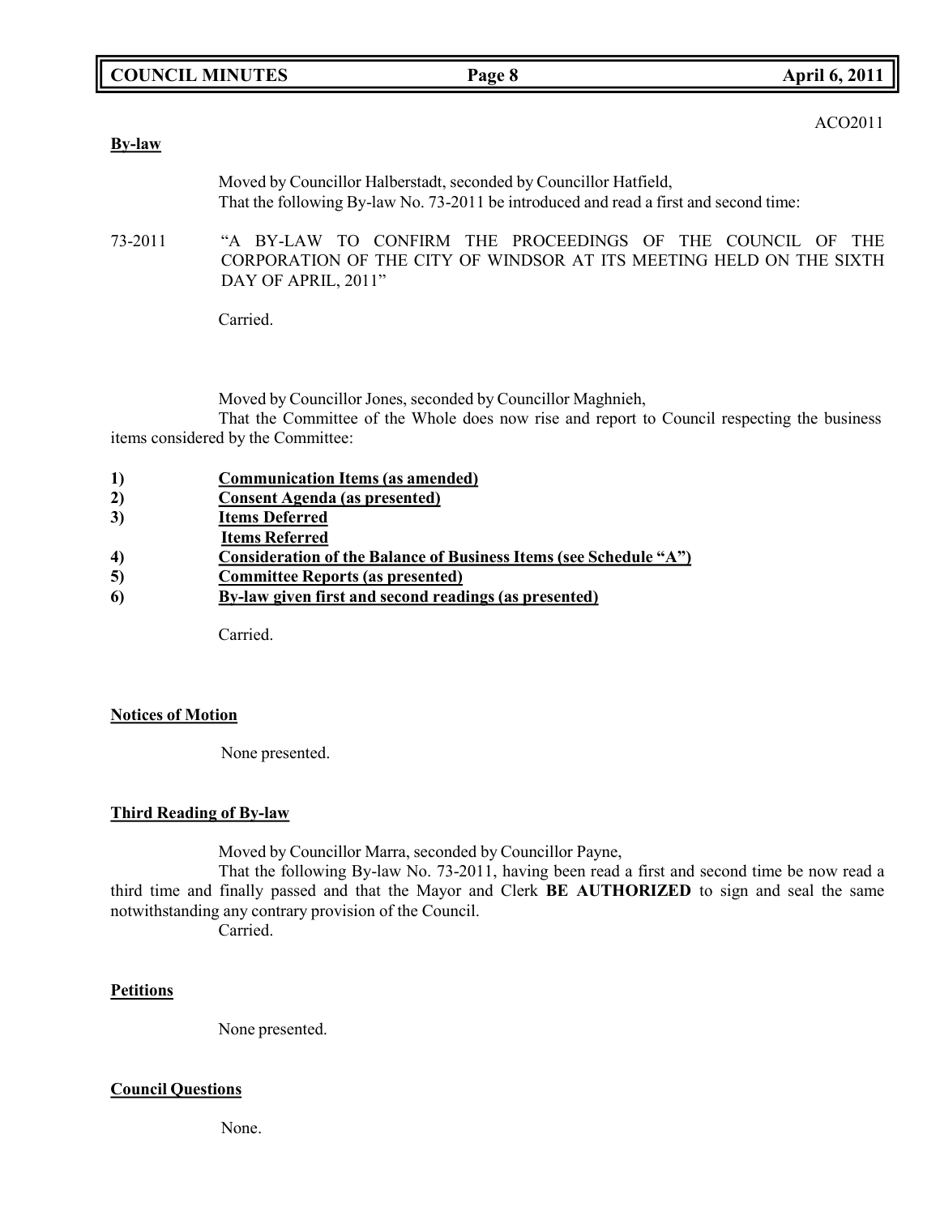ACO2011

**By-law**

Moved by Councillor Halberstadt, seconded by Councillor Hatfield,
That the following By-law No. 73-2011 be introduced and read a first and second time:

73-2011 "A BY-LAW TO CONFIRM THE PROCEEDINGS OF THE COUNCIL OF THE CORPORATION OF THE CITY OF WINDSOR AT ITS MEETING HELD ON THE SIXTH DAY OF APRIL, 2011"

Carried.

Moved by Councillor Jones, seconded by Councillor Maghnieh,
That the Committee of the Whole does now rise and report to Council respecting the business items considered by the Committee:

1) **Communication Items (as amended)**
2) **Consent Agenda (as presented)**
3) **Items Deferred**
   **Items Referred**
4) **Consideration of the Balance of Business Items (see Schedule "A")**
5) **Committee Reports (as presented)**
6) **By-law given first and second readings (as presented)**

Carried.

**Notices of Motion**

None presented.

**Third Reading of By-law**

Moved by Councillor Marra, seconded by Councillor Payne,
That the following By-law No. 73-2011, having been read a first and second time be now read a third time and finally passed and that the Mayor and Clerk **BE AUTHORIZED** to sign and seal the same notwithstanding any contrary provision of the Council.
Carried.

**Petitions**

None presented.

**Council Questions**

None.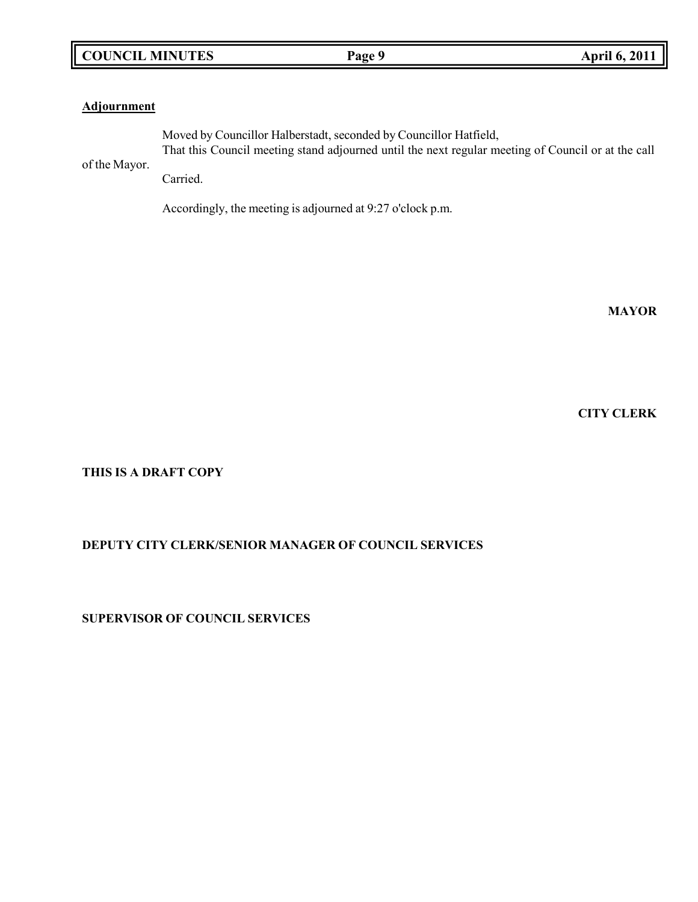**Adjournment**

Moved by Councillor Halberstadt, seconded by Councillor Hatfield,

That this Council meeting stand adjourned until the next regular meeting of Council or at the call of the Mayor.

Carried.

Accordingly, the meeting is adjourned at 9:27 o'clock p.m.

**MAYOR**

**CITY CLERK**

**THIS IS A DRAFT COPY**

**DEPUTY CITY CLERK/SENIOR MANAGER OF COUNCIL SERVICES**

**SUPERVISOR OF COUNCIL SERVICES**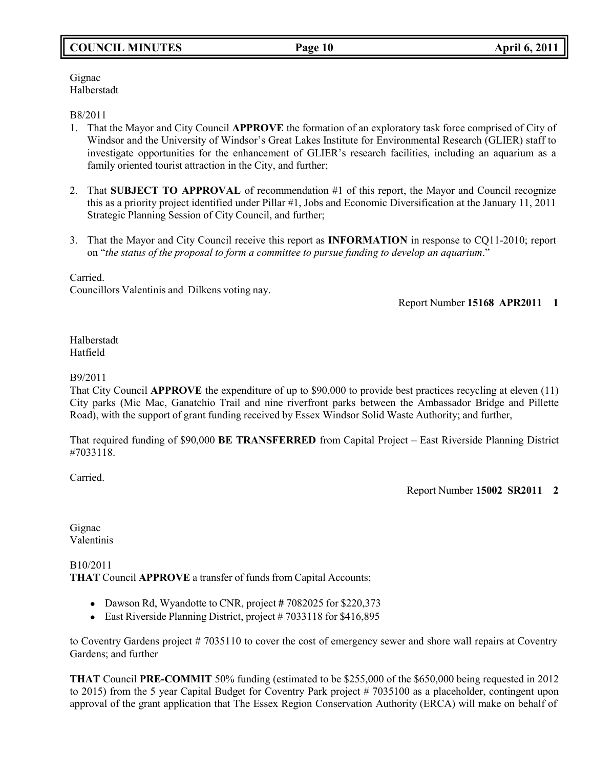Gignac
Halberstadt

B8/2011

1. That the Mayor and City Council **APPROVE** the formation of an exploratory task force comprised of City of Windsor and the University of Windsor's Great Lakes Institute for Environmental Research (GLIER) staff to investigate opportunities for the enhancement of GLIER's research facilities, including an aquarium as a family oriented tourist attraction in the City, and further;

2. That **SUBJECT TO APPROVAL** of recommendation #1 of this report, the Mayor and Council recognize this as a priority project identified under Pillar #1, Jobs and Economic Diversification at the January 11, 2011 Strategic Planning Session of City Council, and further;

3. That the Mayor and City Council receive this report as **INFORMATION** in response to CQ11-2010; report on "*the status of the proposal to form a committee to pursue funding to develop an aquarium*."

Carried.
Councillors Valentinis and Dilkens voting nay.

Report Number **15168 APR2011 1**

Halberstadt
Hatfield

B9/2011

That City Council **APPROVE** the expenditure of up to $90,000 to provide best practices recycling at eleven (11) City parks (Mic Mac, Ganatchio Trail and nine riverfront parks between the Ambassador Bridge and Pillette Road), with the support of grant funding received by Essex Windsor Solid Waste Authority; and further,

That required funding of $90,000 **BE TRANSFERRED** from Capital Project – East Riverside Planning District #7033118.

Carried.

Report Number **15002 SR2011 2**

Gignac
Valentinis

B10/2011

**THAT** Council **APPROVE** a transfer of funds from Capital Accounts;

- Dawson Rd, Wyandotte to CNR, project **#** 7082025 for $220,373
- East Riverside Planning District, project # 7033118 for $416,895

to Coventry Gardens project # 7035110 to cover the cost of emergency sewer and shore wall repairs at Coventry Gardens; and further

**THAT** Council **PRE-COMMIT** 50% funding (estimated to be $255,000 of the $650,000 being requested in 2012 to 2015) from the 5 year Capital Budget for Coventry Park project # 7035100 as a placeholder, contingent upon approval of the grant application that The Essex Region Conservation Authority (ERCA) will make on behalf of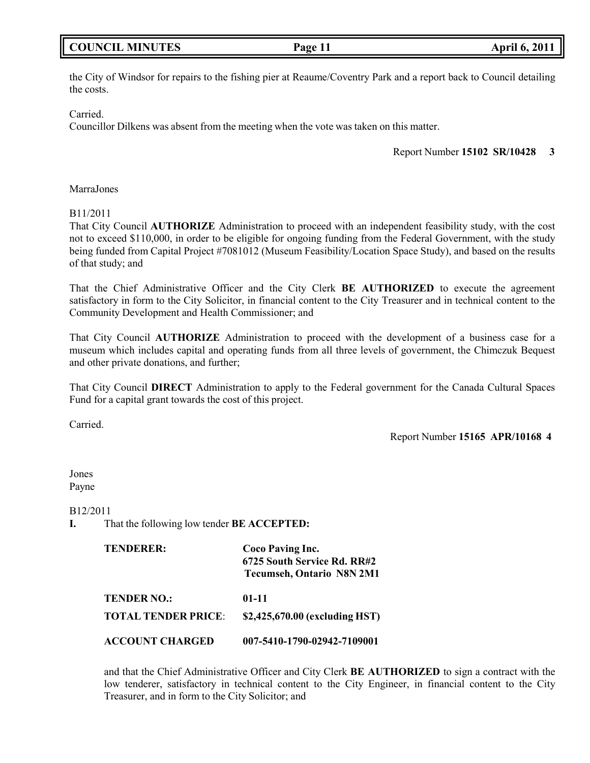the City of Windsor for repairs to the fishing pier at Reaume/Coventry Park and a report back to Council detailing the costs.

Carried.
Councillor Dilkens was absent from the meeting when the vote was taken on this matter.

Report Number **15102 SR/10428 3**

MarraJones

B11/2011
That City Council **AUTHORIZE** Administration to proceed with an independent feasibility study, with the cost not to exceed $110,000, in order to be eligible for ongoing funding from the Federal Government, with the study being funded from Capital Project #7081012 (Museum Feasibility/Location Space Study), and based on the results of that study; and

That the Chief Administrative Officer and the City Clerk **BE AUTHORIZED** to execute the agreement satisfactory in form to the City Solicitor, in financial content to the City Treasurer and in technical content to the Community Development and Health Commissioner; and

That City Council **AUTHORIZE** Administration to proceed with the development of a business case for a museum which includes capital and operating funds from all three levels of government, the Chimczuk Bequest and other private donations, and further;

That City Council **DIRECT** Administration to apply to the Federal government for the Canada Cultural Spaces Fund for a capital grant towards the cost of this project.

Carried.

Report Number **15165 APR/10168 4**

Jones
Payne

B12/2011
**I.** That the following low tender **BE ACCEPTED:**

| | |
|---|---|
| **TENDERER:** | **Coco Paving Inc.** **6725 South Service Rd. RR#2** **Tecumseh, Ontario N8N 2M1** |
| **TENDER NO.:** | **01-11** |
| **TOTAL TENDER PRICE**: | **$2,425,670.00 (excluding HST)** |
| **ACCOUNT CHARGED** | **007-5410-1790-02942-7109001** |

and that the Chief Administrative Officer and City Clerk **BE AUTHORIZED** to sign a contract with the low tenderer, satisfactory in technical content to the City Engineer, in financial content to the City Treasurer, and in form to the City Solicitor; and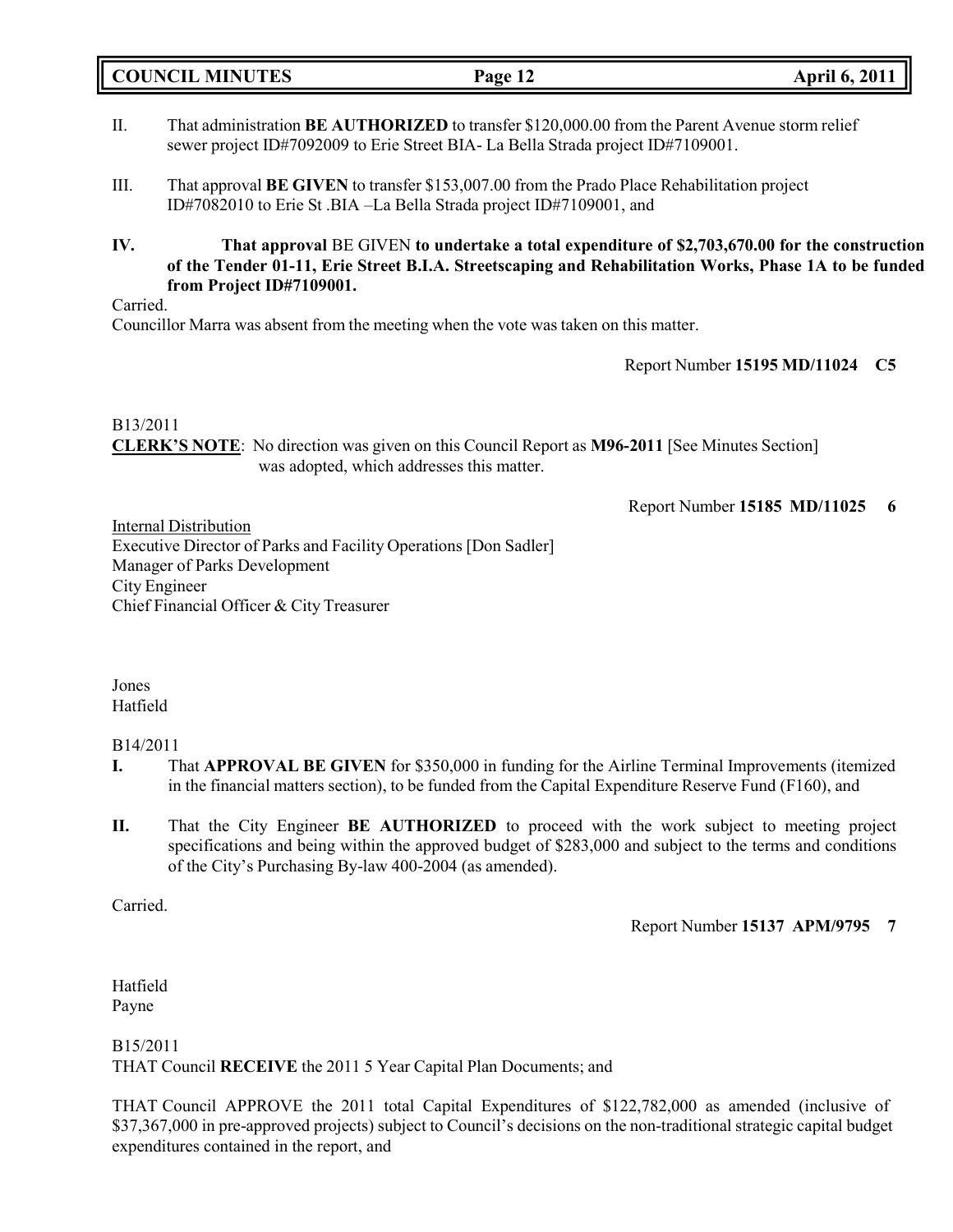II. That administration **BE AUTHORIZED** to transfer $120,000.00 from the Parent Avenue storm relief sewer project ID#7092009 to Erie Street BIA- La Bella Strada project ID#7109001.

III. That approval **BE GIVEN** to transfer $153,007.00 from the Prado Place Rehabilitation project ID#7082010 to Erie St .BIA –La Bella Strada project ID#7109001, and

**IV. That approval** BE GIVEN **to undertake a total expenditure of $2,703,670.00 for the construction of the Tender 01-11, Erie Street B.I.A. Streetscaping and Rehabilitation Works, Phase 1A to be funded from Project ID#7109001.**

Carried.

Councillor Marra was absent from the meeting when the vote was taken on this matter.

Report Number **15195 MD/11024 C5**

B13/2011

**CLERK'S NOTE**: No direction was given on this Council Report as **M96-2011** [See Minutes Section] was adopted, which addresses this matter.

Report Number **15185 MD/11025 6**

Internal Distribution

Executive Director of Parks and Facility Operations [Don Sadler]

Manager of Parks Development

City Engineer

Chief Financial Officer & City Treasurer

Jones

Hatfield

B14/2011

**I.** That **APPROVAL BE GIVEN** for $350,000 in funding for the Airline Terminal Improvements (itemized in the financial matters section), to be funded from the Capital Expenditure Reserve Fund (F160), and

**II.** That the City Engineer **BE AUTHORIZED** to proceed with the work subject to meeting project specifications and being within the approved budget of $283,000 and subject to the terms and conditions of the City's Purchasing By-law 400-2004 (as amended).

Carried.

Report Number **15137 APM/9795 7**

Hatfield

Payne

B15/2011

THAT Council **RECEIVE** the 2011 5 Year Capital Plan Documents; and

THAT Council APPROVE the 2011 total Capital Expenditures of $122,782,000 as amended (inclusive of $37,367,000 in pre-approved projects) subject to Council's decisions on the non-traditional strategic capital budget expenditures contained in the report, and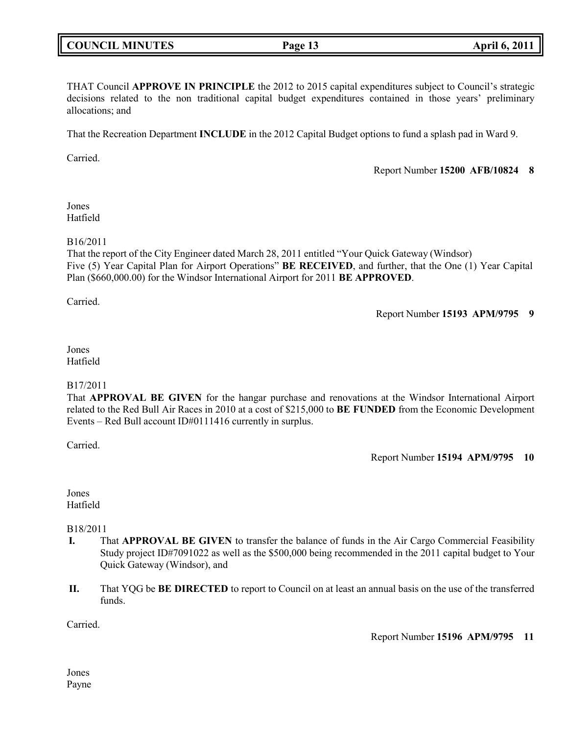THAT Council **APPROVE IN PRINCIPLE** the 2012 to 2015 capital expenditures subject to Council's strategic decisions related to the non traditional capital budget expenditures contained in those years' preliminary allocations; and

That the Recreation Department **INCLUDE** in the 2012 Capital Budget options to fund a splash pad in Ward 9.

Carried.

Report Number **15200 AFB/10824 8**

Jones
Hatfield

B16/2011
That the report of the City Engineer dated March 28, 2011 entitled "Your Quick Gateway (Windsor) Five (5) Year Capital Plan for Airport Operations" **BE RECEIVED**, and further, that the One (1) Year Capital Plan ($660,000.00) for the Windsor International Airport for 2011 **BE APPROVED**.

Carried.

Report Number **15193 APM/9795 9**

Jones
Hatfield

B17/2011
That **APPROVAL BE GIVEN** for the hangar purchase and renovations at the Windsor International Airport related to the Red Bull Air Races in 2010 at a cost of $215,000 to **BE FUNDED** from the Economic Development Events – Red Bull account ID#0111416 currently in surplus.

Carried.

Report Number **15194 APM/9795 10**

Jones
Hatfield

B18/2011

**I.** That **APPROVAL BE GIVEN** to transfer the balance of funds in the Air Cargo Commercial Feasibility Study project ID#7091022 as well as the $500,000 being recommended in the 2011 capital budget to Your Quick Gateway (Windsor), and

**II.** That YQG be **BE DIRECTED** to report to Council on at least an annual basis on the use of the transferred funds.

Carried.

Report Number **15196 APM/9795 11**

Jones
Payne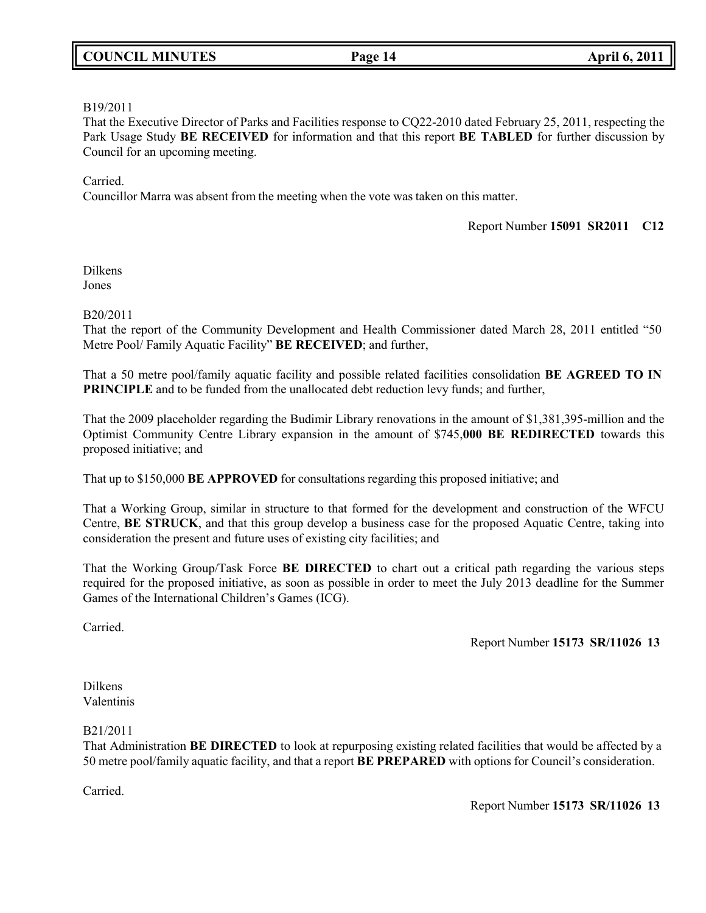B19/2011

That the Executive Director of Parks and Facilities response to CQ22-2010 dated February 25, 2011, respecting the Park Usage Study **BE RECEIVED** for information and that this report **BE TABLED** for further discussion by Council for an upcoming meeting.

Carried.

Councillor Marra was absent from the meeting when the vote was taken on this matter.

Report Number **15091 SR2011 C12**

Dilkens
Jones

B20/2011

That the report of the Community Development and Health Commissioner dated March 28, 2011 entitled "50 Metre Pool/ Family Aquatic Facility" **BE RECEIVED**; and further,

That a 50 metre pool/family aquatic facility and possible related facilities consolidation **BE AGREED TO IN PRINCIPLE** and to be funded from the unallocated debt reduction levy funds; and further,

That the 2009 placeholder regarding the Budimir Library renovations in the amount of $1,381,395-million and the Optimist Community Centre Library expansion in the amount of $745,**000 BE REDIRECTED** towards this proposed initiative; and

That up to $150,000 **BE APPROVED** for consultations regarding this proposed initiative; and

That a Working Group, similar in structure to that formed for the development and construction of the WFCU Centre, **BE STRUCK**, and that this group develop a business case for the proposed Aquatic Centre, taking into consideration the present and future uses of existing city facilities; and

That the Working Group/Task Force **BE DIRECTED** to chart out a critical path regarding the various steps required for the proposed initiative, as soon as possible in order to meet the July 2013 deadline for the Summer Games of the International Children's Games (ICG).

Carried.

Report Number **15173 SR/11026 13**

Dilkens
Valentinis

B21/2011

That Administration **BE DIRECTED** to look at repurposing existing related facilities that would be affected by a 50 metre pool/family aquatic facility, and that a report **BE PREPARED** with options for Council's consideration.

Carried.

Report Number **15173 SR/11026 13**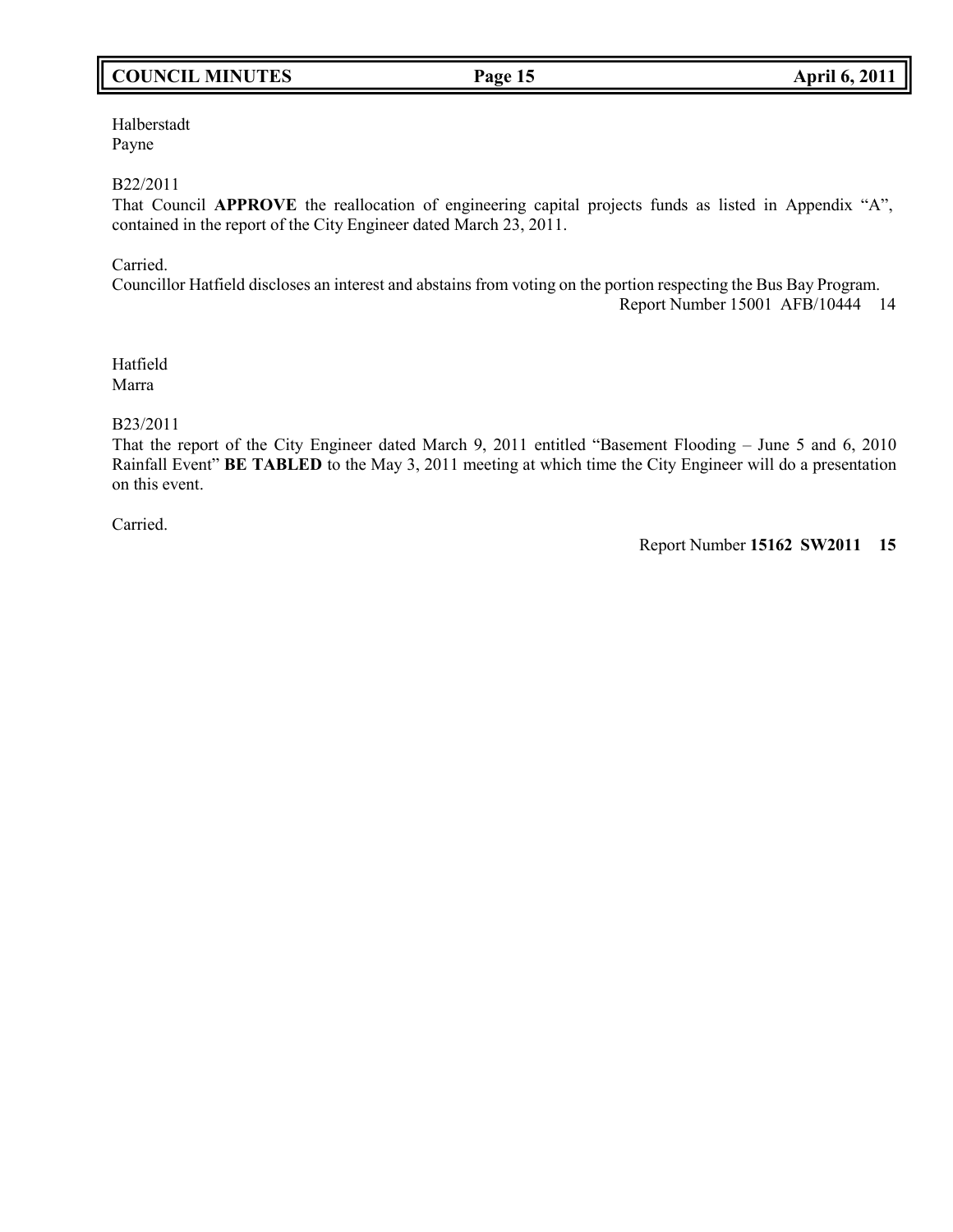Halberstadt
Payne

B22/2011
That Council **APPROVE** the reallocation of engineering capital projects funds as listed in Appendix "A", contained in the report of the City Engineer dated March 23, 2011.

Carried.
Councillor Hatfield discloses an interest and abstains from voting on the portion respecting the Bus Bay Program.
Report Number 15001 AFB/10444 14

Hatfield
Marra

B23/2011
That the report of the City Engineer dated March 9, 2011 entitled "Basement Flooding – June 5 and 6, 2010 Rainfall Event" **BE TABLED** to the May 3, 2011 meeting at which time the City Engineer will do a presentation on this event.

Carried.

Report Number **15162 SW2011 15**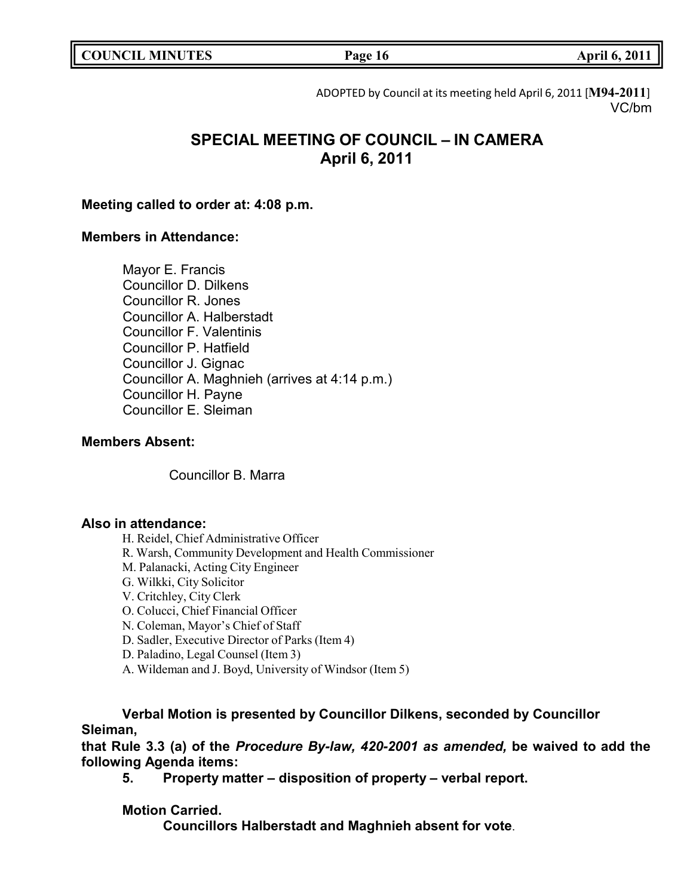ADOPTED by Council at its meeting held April 6, 2011 [**M94-2011**]
VC/bm

# SPECIAL MEETING OF COUNCIL – IN CAMERA
## April 6, 2011

**Meeting called to order at: 4:08 p.m.**

**Members in Attendance:**

Mayor E. Francis
Councillor D. Dilkens
Councillor R. Jones
Councillor A. Halberstadt
Councillor F. Valentinis
Councillor P. Hatfield
Councillor J. Gignac
Councillor A. Maghnieh (arrives at 4:14 p.m.)
Councillor H. Payne
Councillor E. Sleiman

**Members Absent:**

Councillor B. Marra

**Also in attendance:**

H. Reidel, Chief Administrative Officer
R. Warsh, Community Development and Health Commissioner
M. Palanacki, Acting City Engineer
G. Wilkki, City Solicitor
V. Critchley, City Clerk
O. Colucci, Chief Financial Officer
N. Coleman, Mayor's Chief of Staff
D. Sadler, Executive Director of Parks (Item 4)
D. Paladino, Legal Counsel (Item 3)
A. Wildeman and J. Boyd, University of Windsor (Item 5)

**Verbal Motion is presented by Councillor Dilkens, seconded by Councillor Sleiman,**
**that Rule 3.3 (a) of the *Procedure By-law, 420-2001 as amended,* be waived to add the following Agenda items:**

**5. Property matter – disposition of property – verbal report.**

**Motion Carried.**

**Councillors Halberstadt and Maghnieh absent for vote**.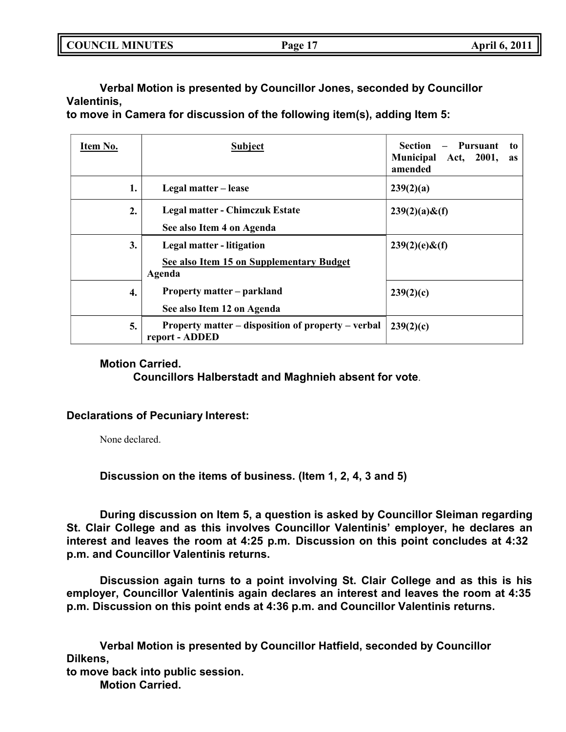**Verbal Motion is presented by Councillor Jones, seconded by Councillor Valentinis,**
**to move in Camera for discussion of the following item(s), adding Item 5:**

| Item No. | Subject | Section – Pursuant to Municipal Act, 2001, as amended |
|---|---|---|
| 1. | **Legal matter – lease** | **239(2)(a)** |
| 2. | **Legal matter - Chimczuk Estate**<br>**See also Item 4 on Agenda** | **239(2)(a)&(f)** |
| 3. | **Legal matter - litigation**<br>**See also Item 15 on Supplementary Budget Agenda** | **239(2)(e)&(f)** |
| 4. | **Property matter – parkland**<br>**See also Item 12 on Agenda** | **239(2)(c)** |
| 5. | **Property matter – disposition of property – verbal report - ADDED** | **239(2)(c)** |

**Motion Carried.**
**Councillors Halberstadt and Maghnieh absent for vote**.

**Declarations of Pecuniary Interest:**

None declared.

**Discussion on the items of business. (Item 1, 2, 4, 3 and 5)**

**During discussion on Item 5, a question is asked by Councillor Sleiman regarding St. Clair College and as this involves Councillor Valentinis' employer, he declares an interest and leaves the room at 4:25 p.m. Discussion on this point concludes at 4:32 p.m. and Councillor Valentinis returns.**

**Discussion again turns to a point involving St. Clair College and as this is his employer, Councillor Valentinis again declares an interest and leaves the room at 4:35 p.m. Discussion on this point ends at 4:36 p.m. and Councillor Valentinis returns.**

**Verbal Motion is presented by Councillor Hatfield, seconded by Councillor Dilkens,**
**to move back into public session.**
**Motion Carried.**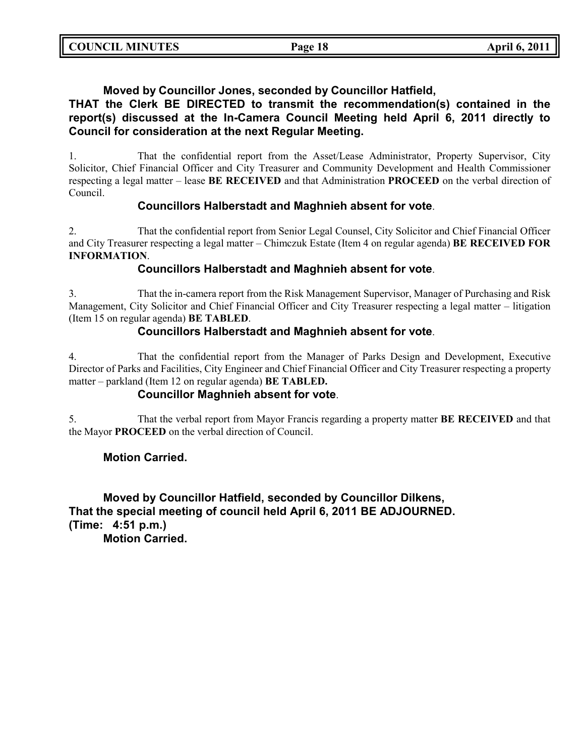**Moved by Councillor Jones, seconded by Councillor Hatfield,**
**THAT the Clerk BE DIRECTED to transmit the recommendation(s) contained in the report(s) discussed at the In-Camera Council Meeting held April 6, 2011 directly to Council for consideration at the next Regular Meeting.**

1. That the confidential report from the Asset/Lease Administrator, Property Supervisor, City Solicitor, Chief Financial Officer and City Treasurer and Community Development and Health Commissioner respecting a legal matter – lease **BE RECEIVED** and that Administration **PROCEED** on the verbal direction of Council.

**Councillors Halberstadt and Maghnieh absent for vote**.

2. That the confidential report from Senior Legal Counsel, City Solicitor and Chief Financial Officer and City Treasurer respecting a legal matter – Chimczuk Estate (Item 4 on regular agenda) **BE RECEIVED FOR INFORMATION**.

**Councillors Halberstadt and Maghnieh absent for vote**.

3. That the in-camera report from the Risk Management Supervisor, Manager of Purchasing and Risk Management, City Solicitor and Chief Financial Officer and City Treasurer respecting a legal matter – litigation (Item 15 on regular agenda) **BE TABLED**.

**Councillors Halberstadt and Maghnieh absent for vote**.

4. That the confidential report from the Manager of Parks Design and Development, Executive Director of Parks and Facilities, City Engineer and Chief Financial Officer and City Treasurer respecting a property matter – parkland (Item 12 on regular agenda) **BE TABLED.**

**Councillor Maghnieh absent for vote**.

5. That the verbal report from Mayor Francis regarding a property matter **BE RECEIVED** and that the Mayor **PROCEED** on the verbal direction of Council.

**Motion Carried.**

**Moved by Councillor Hatfield, seconded by Councillor Dilkens,**
**That the special meeting of council held April 6, 2011 BE ADJOURNED.**
**(Time: 4:51 p.m.)**
**Motion Carried.**